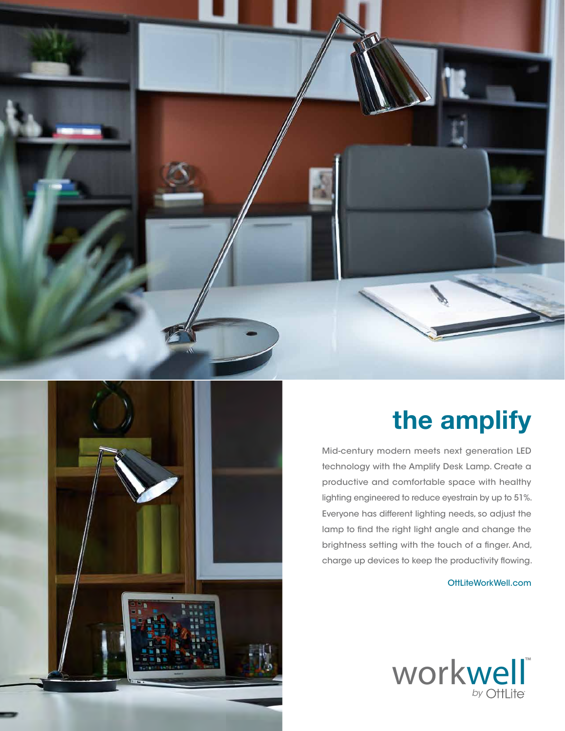# the amplify

Mid-century modern meets next generation LED technology with the Amplify Desk Lamp. Create a productive and comfortable space with healthy lighting engineered to reduce eyestrain by up to 51%. Everyone has different lighting needs, so adjust the lamp to find the right light angle and change the brightness setting with the touch of a finger. And, charge up devices to keep the productivity flowing.

OttLiteWorkWell.com

workwell™ *by* OttLite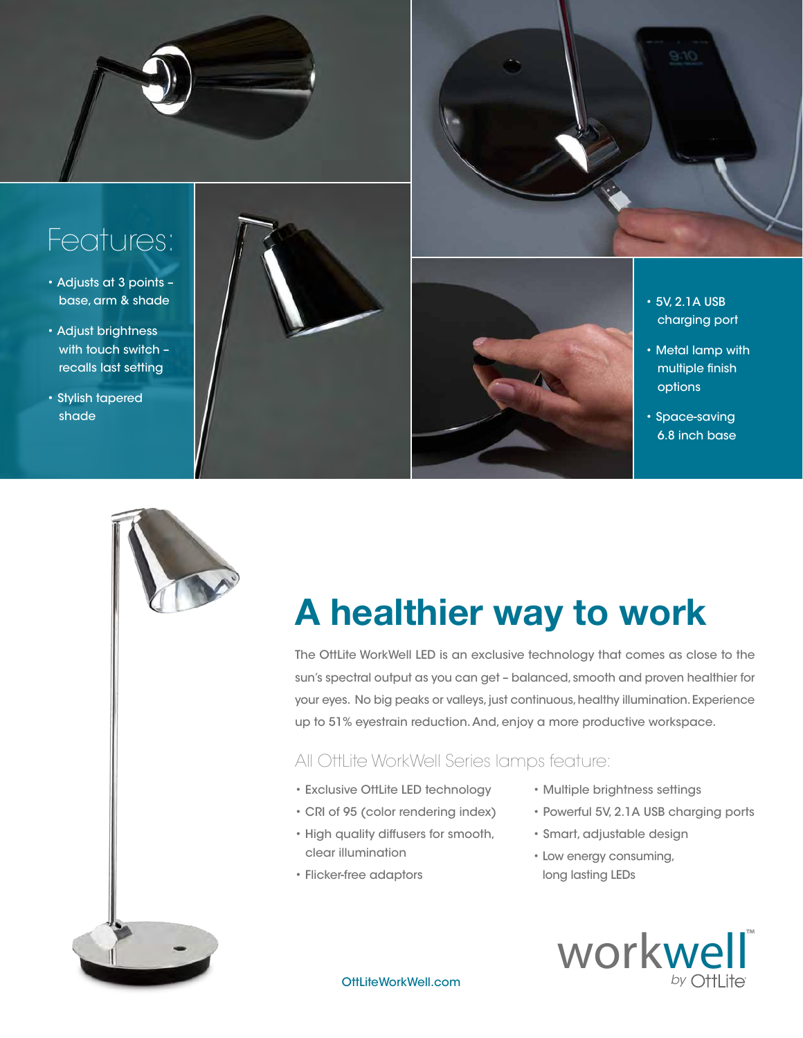## Features:

- Adjusts at 3 points – base, arm & shade
- Adjust brightness with touch switch – recalls last setting
- Stylish tapered shade
- 5V, 2.1A USB charging port
- Metal lamp with multiple finish options
- Space-saving 6.8 inch base

# A healthier way to work

The OttLite WorkWell LED is an exclusive technology that comes as close to the sun's spectral output as you can get – balanced, smooth and proven healthier for your eyes. No big peaks or valleys, just continuous, healthy illumination. Experience up to 51% eyestrain reduction. And, enjoy a more productive workspace.

### All OttLite WorkWell Series lamps feature:

- Exclusive OttLite LED technology
- CRI of 95 (color rendering index)
- High quality diffusers for smooth, clear illumination
- Flicker-free adaptors
- Multiple brightness settings
- Powerful 5V, 2.1A USB charging ports
- Smart, adjustable design
- Low energy consuming, long lasting LEDs

OttLiteWorkWell.com

workwell™ by OttLite